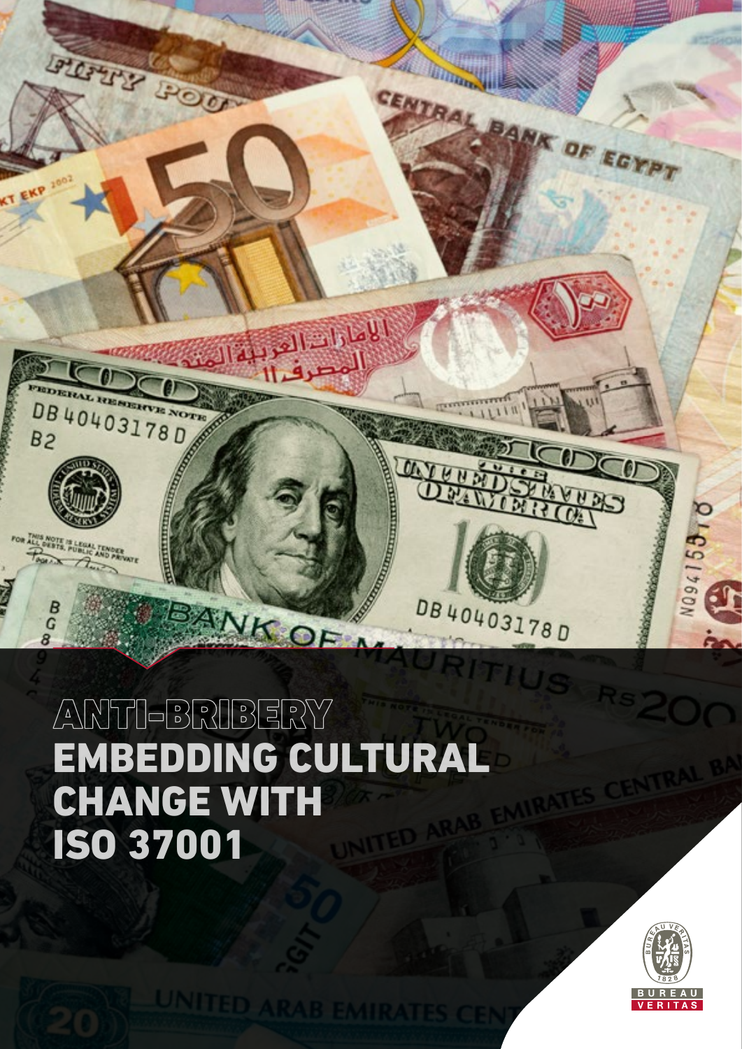# ANTI-BRIBERY

# EMBEDDING CULTURAL CHANGE WITH ISO 37001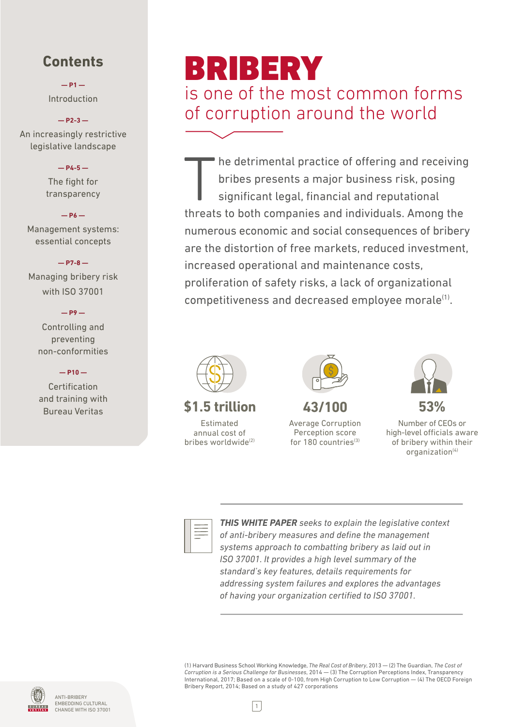## Contents

**— P1 —**
Introduction

**— P2-3 —**
An increasingly restrictive legislative landscape

**— P4-5 —**
The fight for transparency

**— P6 —**
Management systems: essential concepts

**— P7-8 —**
Managing bribery risk with ISO 37001

**— P9 —**
Controlling and preventing non-conformities

**— P10 —**
Certification and training with Bureau Veritas

# BRIBERY

## is one of the most common forms of corruption around the world

The detrimental practice of offering and receiving bribes presents a major business risk, posing significant legal, financial and reputational threats to both companies and individuals. Among the numerous economic and social consequences of bribery are the distortion of free markets, reduced investment, increased operational and maintenance costs, proliferation of safety risks, a lack of organizational competitiveness and decreased employee morale[1].

**$1.5 trillion**
Estimated annual cost of bribes worldwide[2]

**43/100**
Average Corruption Perception score for 180 countries[3]

**53%**
Number of CEOs or high-level officials aware of bribery within their organization[4]

***THIS WHITE PAPER*** *seeks to explain the legislative context of anti-bribery measures and define the management systems approach to combatting bribery as laid out in ISO 37001. It provides a high level summary of the standard's key features, details requirements for addressing system failures and explores the advantages of having your organization certified to ISO 37001.*

(1) Harvard Business School Working Knowledge, *The Real Cost of Bribery*, 2013 — (2) The Guardian, *The Cost of Corruption is a Serious Challenge for Businesses*, 2014 — (3) The Corruption Perceptions Index, Transparency International, 2017; Based on a scale of 0-100, from High Corruption to Low Corruption — (4) The OECD Foreign Bribery Report, 2014; Based on a study of 427 corporations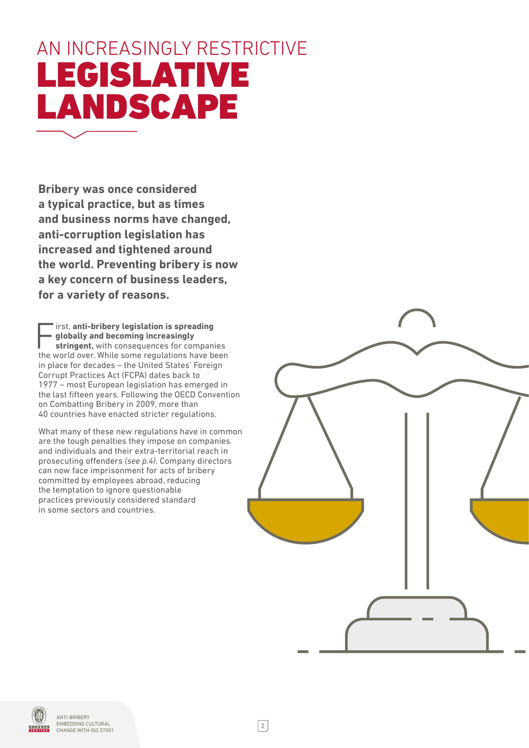# AN INCREASINGLY RESTRICTIVE LEGISLATIVE LANDSCAPE

**Bribery was once considered a typical practice, but as times and business norms have changed, anti-corruption legislation has increased and tightened around the world. Preventing bribery is now a key concern of business leaders, for a variety of reasons.**

First, **anti-bribery legislation is spreading globally and becoming increasingly stringent,** with consequences for companies the world over. While some regulations have been in place for decades – the United States' Foreign Corrupt Practices Act (FCPA) dates back to 1977 – most European legislation has emerged in the last fifteen years. Following the OECD Convention on Combatting Bribery in 2009, more than 40 countries have enacted stricter regulations.

What many of these new regulations have in common are the tough penalties they impose on companies and individuals and their extra-territorial reach in prosecuting offenders *(see p.4)*. Company directors can now face imprisonment for acts of bribery committed by employees abroad, reducing the temptation to ignore questionable practices previously considered standard in some sectors and countries.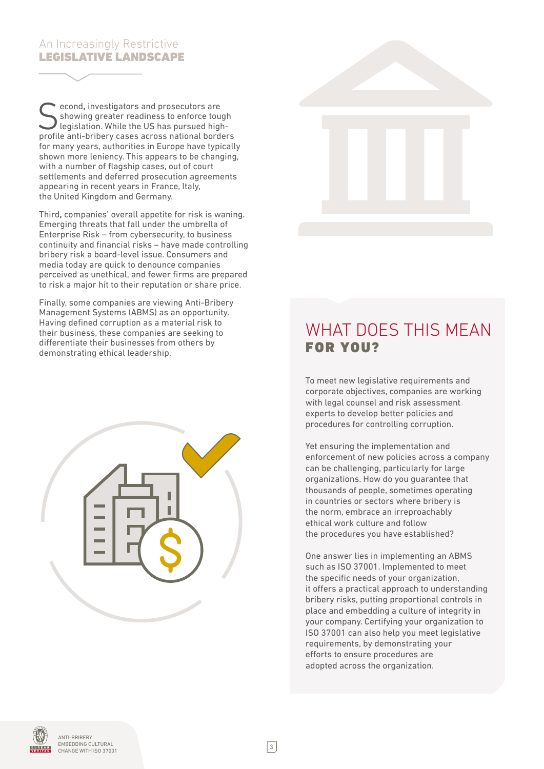## An Increasingly Restrictive LEGISLATIVE LANDSCAPE

Second, investigators and prosecutors are showing greater readiness to enforce tough legislation. While the US has pursued high-profile anti-bribery cases across national borders for many years, authorities in Europe have typically shown more leniency. This appears to be changing, with a number of flagship cases, out of court settlements and deferred prosecution agreements appearing in recent years in France, Italy, the United Kingdom and Germany.

Third, companies' overall appetite for risk is waning. Emerging threats that fall under the umbrella of Enterprise Risk – from cybersecurity, to business continuity and financial risks – have made controlling bribery risk a board-level issue. Consumers and media today are quick to denounce companies perceived as unethical, and fewer firms are prepared to risk a major hit to their reputation or share price.

Finally, some companies are viewing Anti-Bribery Management Systems (ABMS) as an opportunity. Having defined corruption as a material risk to their business, these companies are seeking to differentiate their businesses from others by demonstrating ethical leadership.

## WHAT DOES THIS MEAN FOR YOU?

To meet new legislative requirements and corporate objectives, companies are working with legal counsel and risk assessment experts to develop better policies and procedures for controlling corruption.

Yet ensuring the implementation and enforcement of new policies across a company can be challenging, particularly for large organizations. How do you guarantee that thousands of people, sometimes operating in countries or sectors where bribery is the norm, embrace an irreproachably ethical work culture and follow the procedures you have established?

One answer lies in implementing an ABMS such as ISO 37001. Implemented to meet the specific needs of your organization, it offers a practical approach to understanding bribery risks, putting proportional controls in place and embedding a culture of integrity in your company. Certifying your organization to ISO 37001 can also help you meet legislative requirements, by demonstrating your efforts to ensure procedures are adopted across the organization.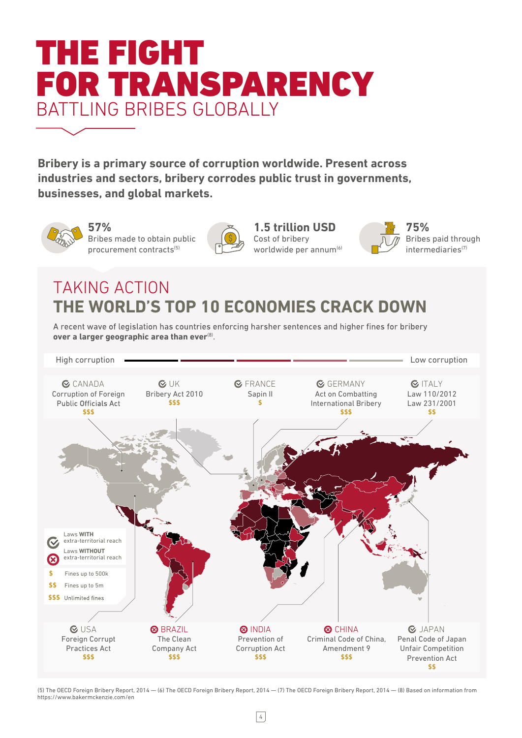# THE FIGHT FOR TRANSPARENCY

## BATTLING BRIBES GLOBALLY

**Bribery is a primary source of corruption worldwide. Present across industries and sectors, bribery corrodes public trust in governments, businesses, and global markets.**

**57%**
Bribes made to obtain public procurement contracts[5]

**1.5 trillion USD**
Cost of bribery worldwide per annum[6]

**75%**
Bribes paid through intermediaries[7]

## TAKING ACTION

## THE WORLD'S TOP 10 ECONOMIES CRACK DOWN

A recent wave of legislation has countries enforcing harsher sentences and higher fines for bribery **over a larger geographic area than ever**[8].

High corruption — Low corruption

**CANADA** (laws with extra-territorial reach)
Corruption of Foreign Public Officials Act
$$$

**UK** (laws with extra-territorial reach)
Bribery Act 2010
$$$

**FRANCE** (laws with extra-territorial reach)
Sapin II
$

**GERMANY** (laws with extra-territorial reach)
Act on Combatting International Bribery
$$$

**ITALY** (laws with extra-territorial reach)
Law 110/2012
Law 231/2001
$$

**USA** (laws with extra-territorial reach)
Foreign Corrupt Practices Act
$$$

**BRAZIL** (laws without extra-territorial reach)
The Clean Company Act
$$$

**INDIA** (laws without extra-territorial reach)
Prevention of Corruption Act
$$$

**CHINA** (laws without extra-territorial reach)
Criminal Code of China, Amendment 9
$$$

**JAPAN** (laws with extra-territorial reach)
Penal Code of Japan
Unfair Competition Prevention Act
$$

Legend:
- Laws **WITH** extra-territorial reach
- Laws **WITHOUT** extra-territorial reach
- $ Fines up to 500k
- $$ Fines up to 5m
- $$$ Unlimited fines

(5) The OECD Foreign Bribery Report, 2014 — (6) The OECD Foreign Bribery Report, 2014 — (7) The OECD Foreign Bribery Report, 2014 — (8) Based on information from https://www.bakermckenzie.com/en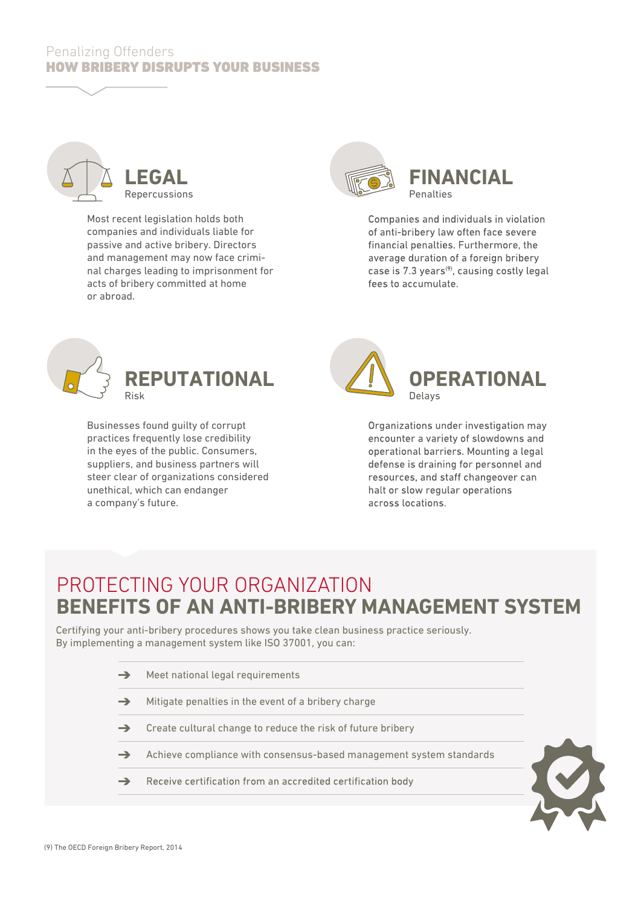Penalizing Offenders

# HOW BRIBERY DISRUPTS YOUR BUSINESS

## LEGAL

Repercussions

Most recent legislation holds both companies and individuals liable for passive and active bribery. Directors and management may now face criminal charges leading to imprisonment for acts of bribery committed at home or abroad.

## FINANCIAL

Penalties

Companies and individuals in violation of anti-bribery law often face severe financial penalties. Furthermore, the average duration of a foreign bribery case is 7.3 years[9], causing costly legal fees to accumulate.

## REPUTATIONAL

Risk

Businesses found guilty of corrupt practices frequently lose credibility in the eyes of the public. Consumers, suppliers, and business partners will steer clear of organizations considered unethical, which can endanger a company's future.

## OPERATIONAL

Delays

Organizations under investigation may encounter a variety of slowdowns and operational barriers. Mounting a legal defense is draining for personnel and resources, and staff changeover can halt or slow regular operations across locations.

PROTECTING YOUR ORGANIZATION

# BENEFITS OF AN ANTI-BRIBERY MANAGEMENT SYSTEM

Certifying your anti-bribery procedures shows you take clean business practice seriously. By implementing a management system like ISO 37001, you can:

- Meet national legal requirements
- Mitigate penalties in the event of a bribery charge
- Create cultural change to reduce the risk of future bribery
- Achieve compliance with consensus-based management system standards
- Receive certification from an accredited certification body

(9) The OECD Foreign Bribery Report, 2014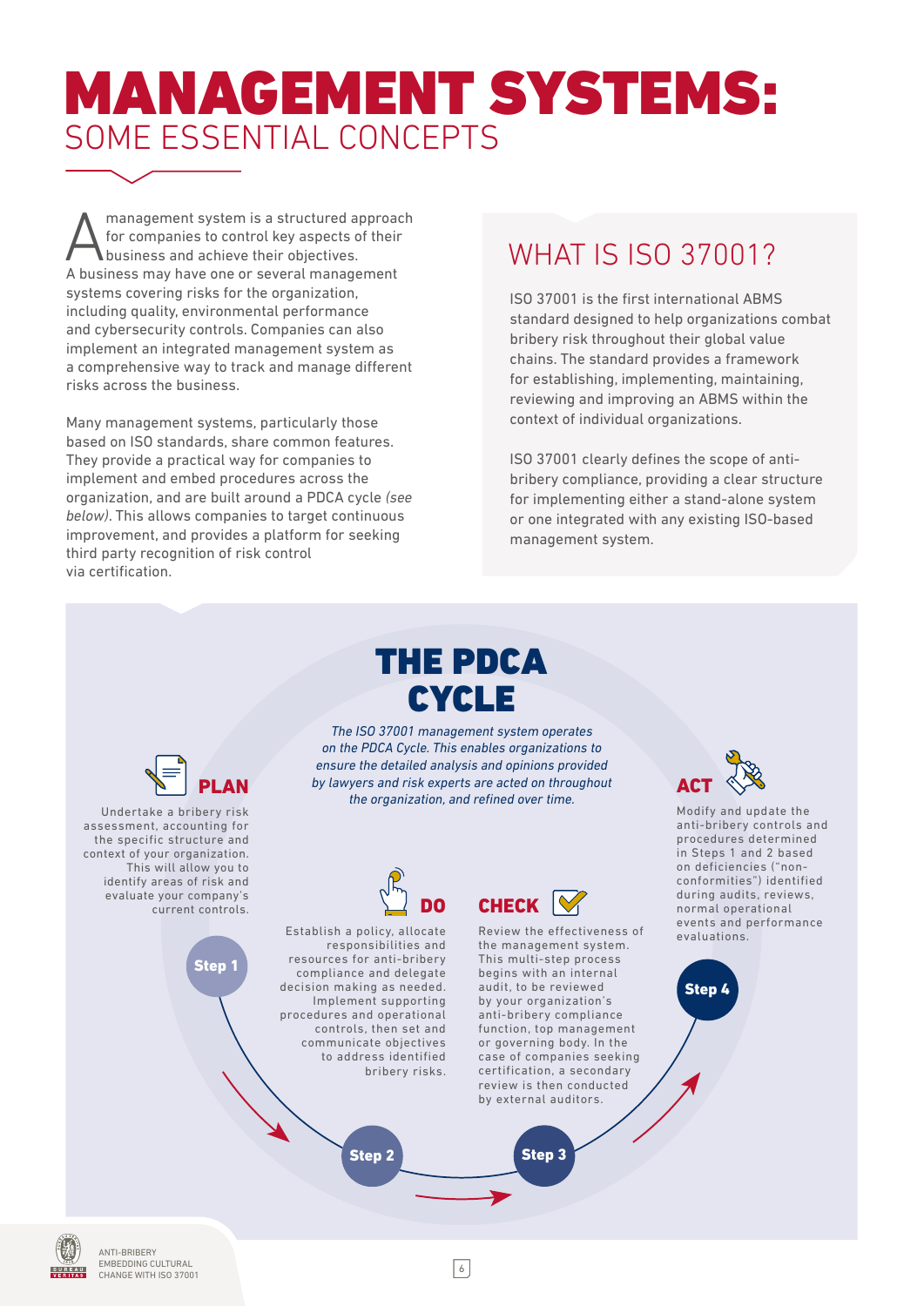# MANAGEMENT SYSTEMS:
## SOME ESSENTIAL CONCEPTS

A management system is a structured approach for companies to control key aspects of their business and achieve their objectives. A business may have one or several management systems covering risks for the organization, including quality, environmental performance and cybersecurity controls. Companies can also implement an integrated management system as a comprehensive way to track and manage different risks across the business.

Many management systems, particularly those based on ISO standards, share common features. They provide a practical way for companies to implement and embed procedures across the organization, and are built around a PDCA cycle *(see below)*. This allows companies to target continuous improvement, and provides a platform for seeking third party recognition of risk control via certification.

## WHAT IS ISO 37001?

ISO 37001 is the first international ABMS standard designed to help organizations combat bribery risk throughout their global value chains. The standard provides a framework for establishing, implementing, maintaining, reviewing and improving an ABMS within the context of individual organizations.

ISO 37001 clearly defines the scope of anti-bribery compliance, providing a clear structure for implementing either a stand-alone system or one integrated with any existing ISO-based management system.

## THE PDCA CYCLE

*The ISO 37001 management system operates on the PDCA Cycle. This enables organizations to ensure the detailed analysis and opinions provided by lawyers and risk experts are acted on throughout the organization, and refined over time.*

### Step 1 – PLAN

Undertake a bribery risk assessment, accounting for the specific structure and context of your organization. This will allow you to identify areas of risk and evaluate your company's current controls.

### Step 2 – DO

Establish a policy, allocate responsibilities and resources for anti-bribery compliance and delegate decision making as needed. Implement supporting controls, then set and communicate objectives to address identified bribery risks.

### Step 3 – CHECK

Review the effectiveness of the management system. This multi-step process begins with an internal audit, to be reviewed by your organization's anti-bribery compliance function, top management or governing body. In the case of companies seeking certification, a secondary review is then conducted by external auditors.

### Step 4 – ACT

Modify and update the anti-bribery controls and procedures determined in Steps 1 and 2 based on deficiencies ("non-conformities") identified during audits, reviews, normal operational events and performance evaluations.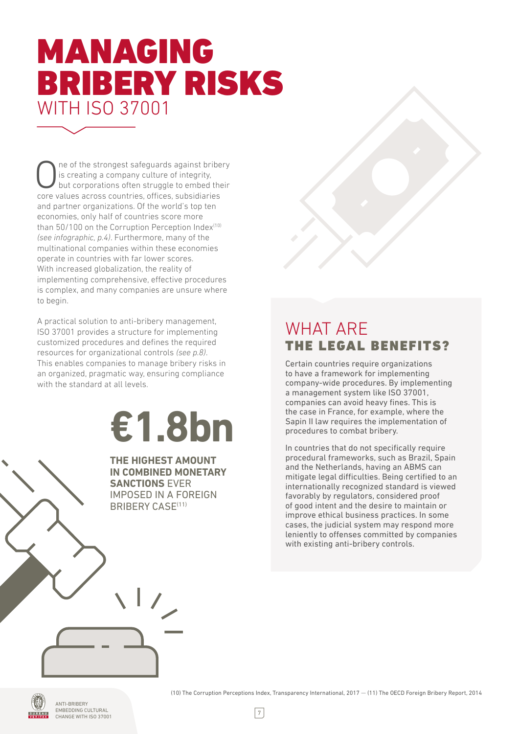# MANAGING BRIBERY RISKS WITH ISO 37001

One of the strongest safeguards against bribery is creating a company culture of integrity, but corporations often struggle to embed their core values across countries, offices, subsidiaries and partner organizations. Of the world's top ten economies, only half of countries score more than 50/100 on the Corruption Perception Index[10] *(see infographic, p.4)*. Furthermore, many of the multinational companies within these economies operate in countries with far lower scores. With increased globalization, the reality of implementing comprehensive, effective procedures is complex, and many companies are unsure where to begin.

A practical solution to anti-bribery management, ISO 37001 provides a structure for implementing customized procedures and defines the required resources for organizational controls *(see p.8)*. This enables companies to manage bribery risks in an organized, pragmatic way, ensuring compliance with the standard at all levels.

**€1.8bn**

**THE HIGHEST AMOUNT IN COMBINED MONETARY SANCTIONS** EVER IMPOSED IN A FOREIGN BRIBERY CASE[11]

## WHAT ARE THE LEGAL BENEFITS?

Certain countries require organizations to have a framework for implementing company-wide procedures. By implementing a management system like ISO 37001, companies can avoid heavy fines. This is the case in France, for example, where the Sapin II law requires the implementation of procedures to combat bribery.

In countries that do not specifically require procedural frameworks, such as Brazil, Spain and the Netherlands, having an ABMS can mitigate legal difficulties. Being certified to an internationally recognized standard is viewed favorably by regulators, considered proof of good intent and the desire to maintain or improve ethical business practices. In some cases, the judicial system may respond more leniently to offenses committed by companies with existing anti-bribery controls.

(10) The Corruption Perceptions Index, Transparency International, 2017 — (11) The OECD Foreign Bribery Report, 2014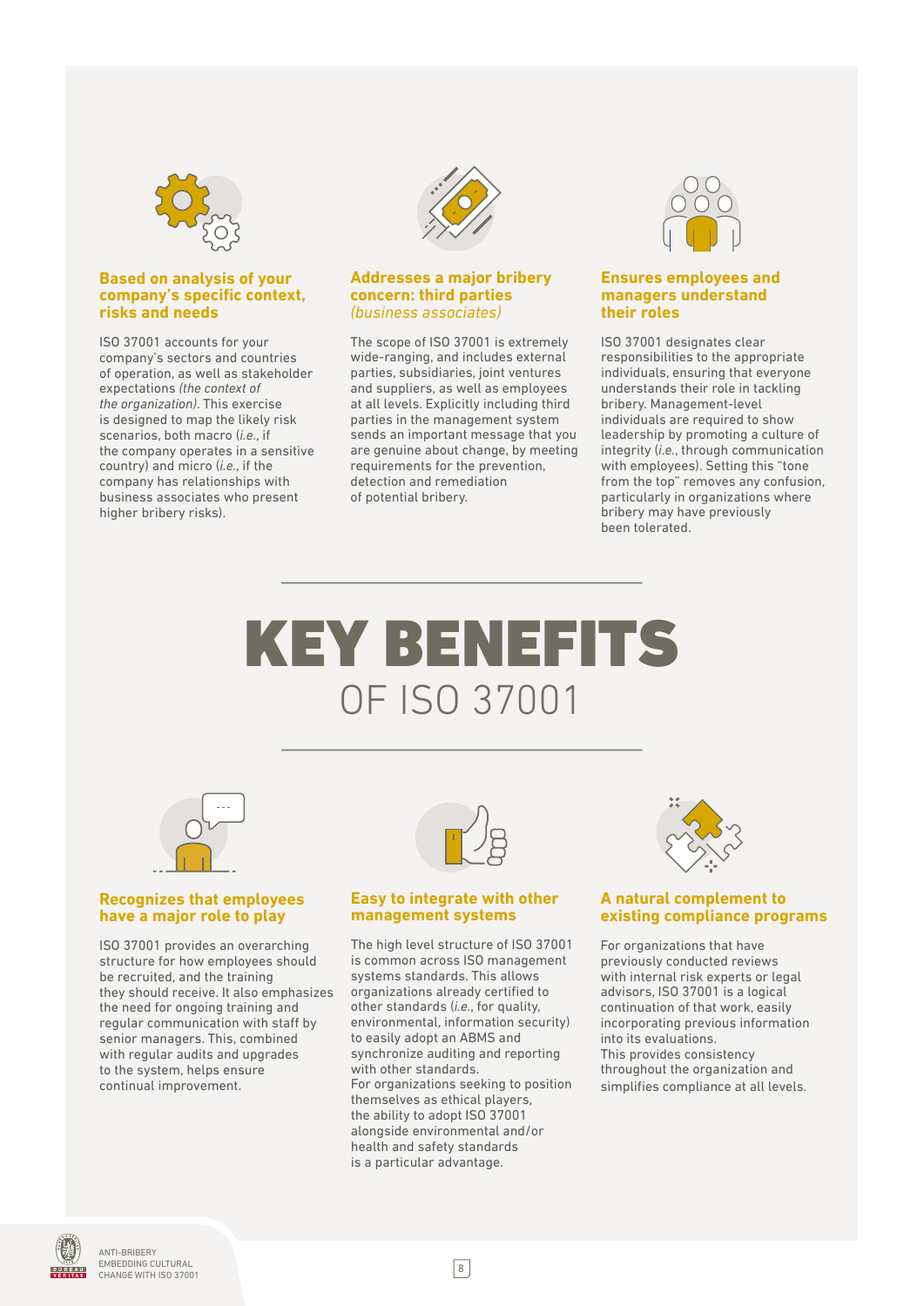### Based on analysis of your company's specific context, risks and needs

ISO 37001 accounts for your company's sectors and countries of operation, as well as stakeholder expectations *(the context of the organization)*. This exercise is designed to map the likely risk scenarios, both macro (*i.e.*, if the company operates in a sensitive country) and micro (*i.e.*, if the company has relationships with business associates who present higher bribery risks).

### Addresses a major bribery concern: third parties *(business associates)*

The scope of ISO 37001 is extremely wide-ranging, and includes external parties, subsidiaries, joint ventures and suppliers, as well as employees at all levels. Explicitly including third parties in the management system sends an important message that you are genuine about change, by meeting requirements for the prevention, detection and remediation of potential bribery.

### Ensures employees and managers understand their roles

ISO 37001 designates clear responsibilities to the appropriate individuals, ensuring that everyone understands their role in tackling bribery. Management-level individuals are required to show leadership by promoting a culture of integrity (*i.e.*, through communication with employees). Setting this "tone from the top" removes any confusion, particularly in organizations where bribery may have previously been tolerated.

# KEY BENEFITS OF ISO 37001

### Recognizes that employees have a major role to play

ISO 37001 provides an overarching structure for how employees should be recruited, and the training they should receive. It also emphasizes the need for ongoing training and regular communication with staff by senior managers. This, combined with regular audits and upgrades to the system, helps ensure continual improvement.

### Easy to integrate with other management systems

The high level structure of ISO 37001 is common across ISO management systems standards. This allows organizations already certified to other standards (*i.e.*, for quality, environmental, information security) to easily adopt an ABMS and synchronize auditing and reporting with other standards.

For organizations seeking to position themselves as ethical players, the ability to adopt ISO 37001 alongside environmental and/or health and safety standards is a particular advantage.

### A natural complement to existing compliance programs

For organizations that have previously conducted reviews with internal risk experts or legal advisors, ISO 37001 is a logical continuation of that work, easily incorporating previous information into its evaluations.

This provides consistency throughout the organization and simplifies compliance at all levels.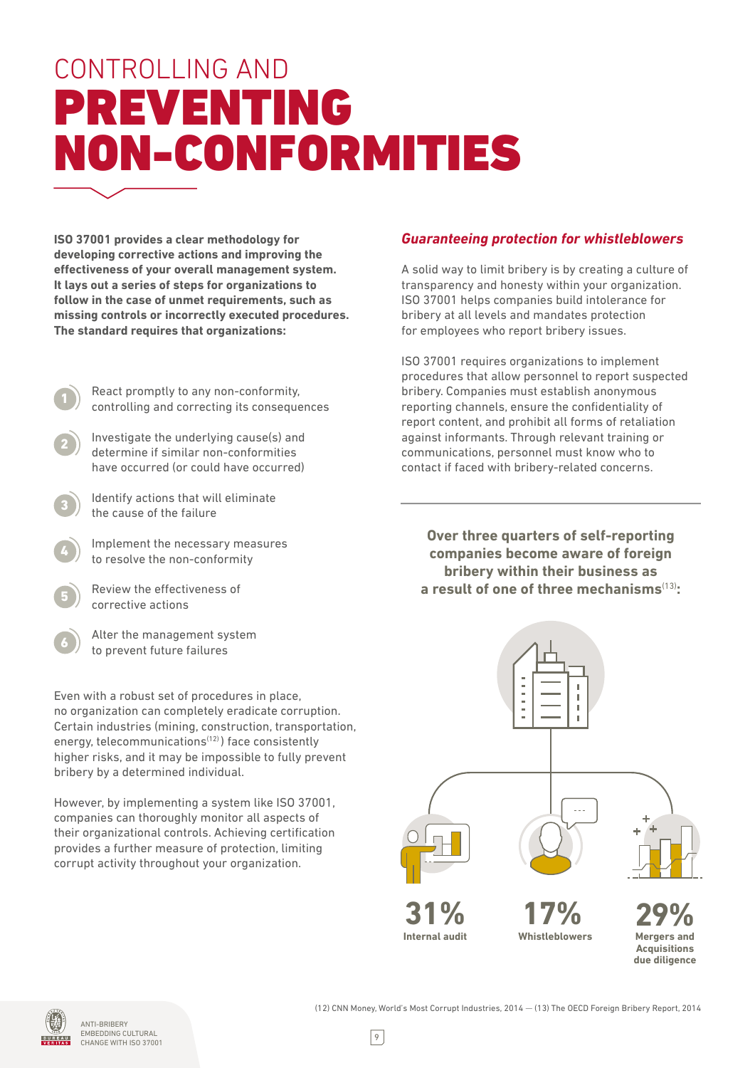# CONTROLLING AND PREVENTING NON-CONFORMITIES

**ISO 37001 provides a clear methodology for developing corrective actions and improving the effectiveness of your overall management system. It lays out a series of steps for organizations to follow in the case of unmet requirements, such as missing controls or incorrectly executed procedures. The standard requires that organizations:**

1. React promptly to any non-conformity, controlling and correcting its consequences
2. Investigate the underlying cause(s) and determine if similar non-conformities have occurred (or could have occurred)
3. Identify actions that will eliminate the cause of the failure
4. Implement the necessary measures to resolve the non-conformity
5. Review the effectiveness of corrective actions
6. Alter the management system to prevent future failures

Even with a robust set of procedures in place, no organization can completely eradicate corruption. Certain industries (mining, construction, transportation, energy, telecommunications[12]) face consistently higher risks, and it may be impossible to fully prevent bribery by a determined individual.

However, by implementing a system like ISO 37001, companies can thoroughly monitor all aspects of their organizational controls. Achieving certification provides a further measure of protection, limiting corrupt activity throughout your organization.

### *Guaranteeing protection for whistleblowers*

A solid way to limit bribery is by creating a culture of transparency and honesty within your organization. ISO 37001 helps companies build intolerance for bribery at all levels and mandates protection for employees who report bribery issues.

ISO 37001 requires organizations to implement procedures that allow personnel to report suspected bribery. Companies must establish anonymous reporting channels, ensure the confidentiality of report content, and prohibit all forms of retaliation against informants. Through relevant training or communications, personnel must know who to contact if faced with bribery-related concerns.

**Over three quarters of self-reporting companies become aware of foreign bribery within their business as a result of one of three mechanisms[13]:**

**31%** Internal audit

**17%** Whistleblowers

**29%** Mergers and Acquisitions due diligence

(12) CNN Money, World's Most Corrupt Industries, 2014 — (13) The OECD Foreign Bribery Report, 2014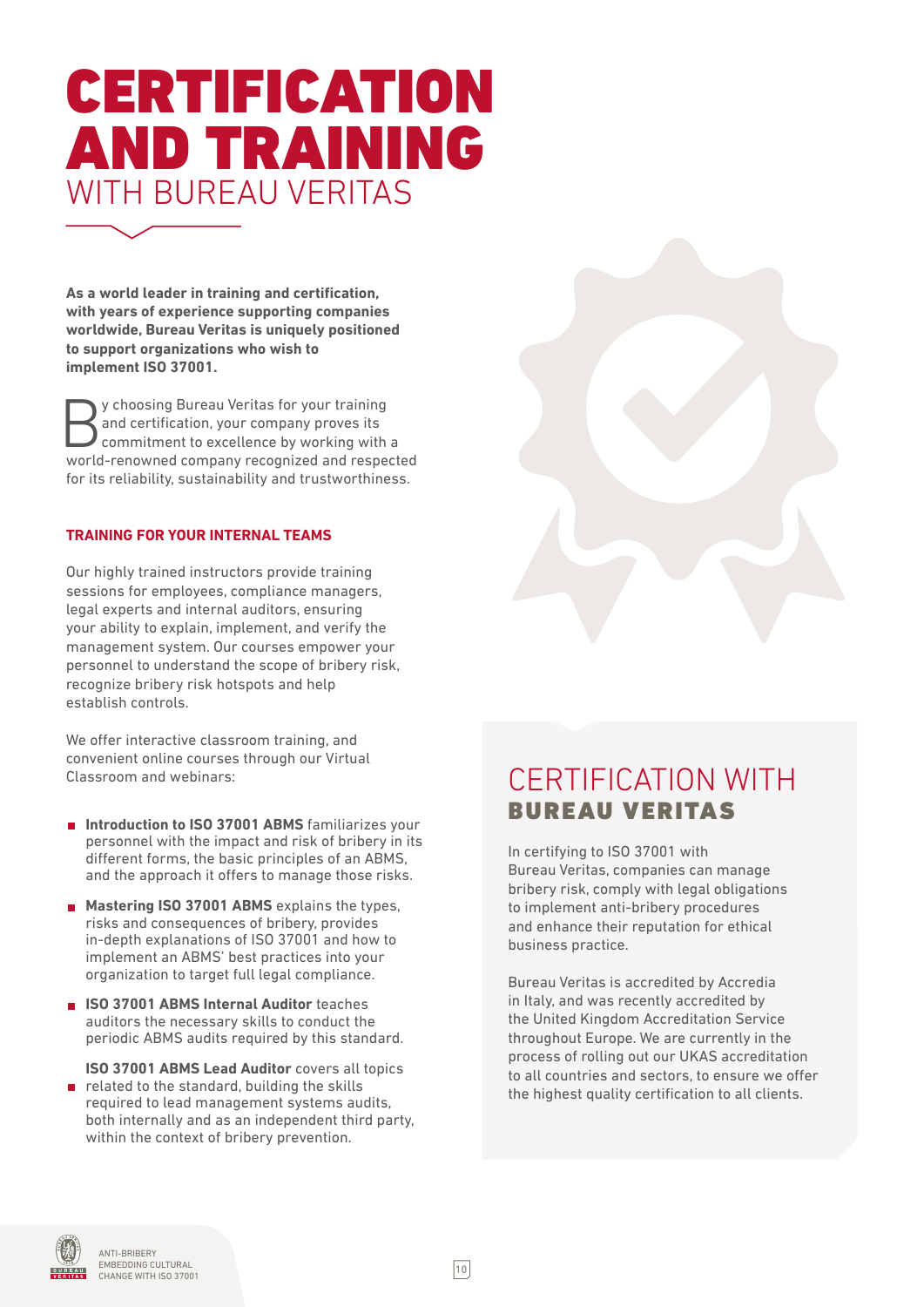# CERTIFICATION AND TRAINING WITH BUREAU VERITAS

**As a world leader in training and certification, with years of experience supporting companies worldwide, Bureau Veritas is uniquely positioned to support organizations who wish to implement ISO 37001.**

By choosing Bureau Veritas for your training and certification, your company proves its commitment to excellence by working with a world-renowned company recognized and respected for its reliability, sustainability and trustworthiness.

### TRAINING FOR YOUR INTERNAL TEAMS

Our highly trained instructors provide training sessions for employees, compliance managers, legal experts and internal auditors, ensuring your ability to explain, implement, and verify the management system. Our courses empower your personnel to understand the scope of bribery risk, recognize bribery risk hotspots and help establish controls.

We offer interactive classroom training, and convenient online courses through our Virtual Classroom and webinars:

- **Introduction to ISO 37001 ABMS** familiarizes your personnel with the impact and risk of bribery in its different forms, the basic principles of an ABMS, and the approach it offers to manage those risks.
- **Mastering ISO 37001 ABMS** explains the types, risks and consequences of bribery, provides in-depth explanations of ISO 37001 and how to implement an ABMS' best practices into your organization to target full legal compliance.
- **ISO 37001 ABMS Internal Auditor** teaches auditors the necessary skills to conduct the periodic ABMS audits required by this standard.
- **ISO 37001 ABMS Lead Auditor** covers all topics related to the standard, building the skills required to lead management systems audits, both internally and as an independent third party, within the context of bribery prevention.

## CERTIFICATION WITH BUREAU VERITAS

In certifying to ISO 37001 with Bureau Veritas, companies can manage bribery risk, comply with legal obligations to implement anti-bribery procedures and enhance their reputation for ethical business practice.

Bureau Veritas is accredited by Accredia in Italy, and was recently accredited by the United Kingdom Accreditation Service throughout Europe. We are currently in the process of rolling out our UKAS accreditation to all countries and sectors, to ensure we offer the highest quality certification to all clients.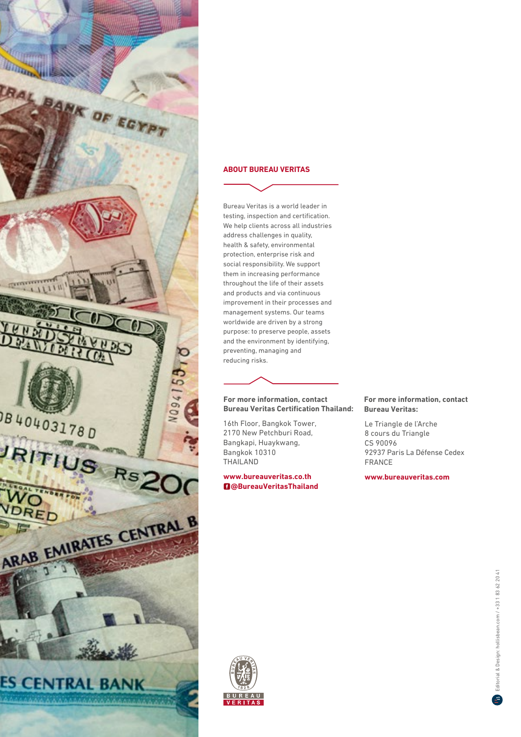## ABOUT BUREAU VERITAS

Bureau Veritas is a world leader in testing, inspection and certification. We help clients across all industries address challenges in quality, health & safety, environmental protection, enterprise risk and social responsibility. We support them in increasing performance throughout the life of their assets and products and via continuous improvement in their processes and management systems. Our teams worldwide are driven by a strong purpose: to preserve people, assets and the environment by identifying, preventing, managing and reducing risks.

**For more information, contact Bureau Veritas Certification Thailand:**

16th Floor, Bangkok Tower,
2170 New Petchburi Road,
Bangkapi, Huaykwang,
Bangkok 10310
THAILAND

**www.bureauveritas.co.th**
**@BureauVeritasThailand**

**For more information, contact Bureau Veritas:**

Le Triangle de l'Arche
8 cours du Triangle
CS 90096
92937 Paris La Défense Cedex
FRANCE

**www.bureauveritas.com**

Editorial & Design: hollisbean.com / +33 1 83 62 20 41